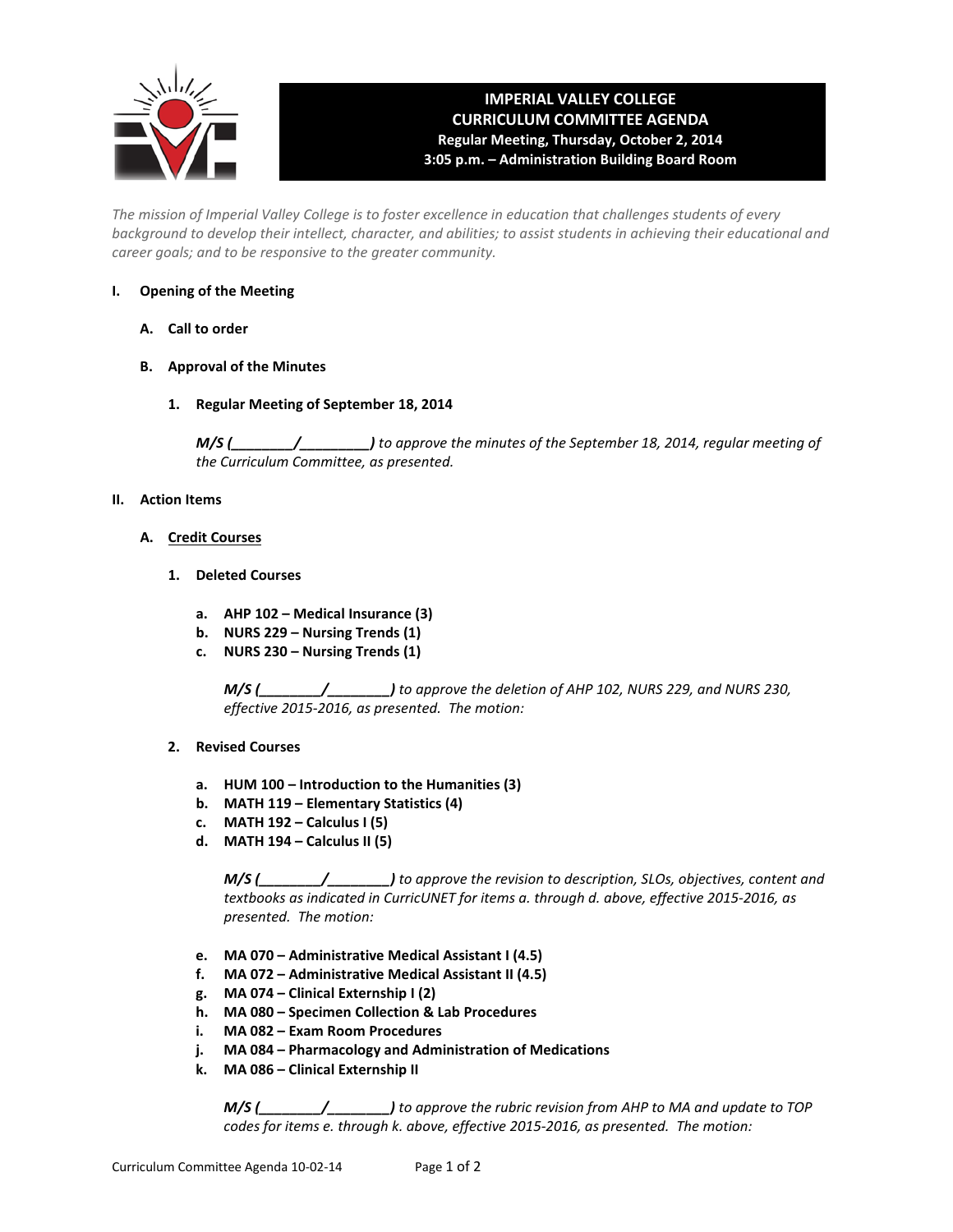# IMPERIAL VALLEY COLLEGE
## CURRICULUM COMMITTEE AGENDA
**Regular Meeting, Thursday, October 2, 2014**
**3:05 p.m. – Administration Building Board Room**

*The mission of Imperial Valley College is to foster excellence in education that challenges students of every background to develop their intellect, character, and abilities; to assist students in achieving their educational and career goals; and to be responsive to the greater community.*

**I. Opening of the Meeting**

**A. Call to order**

**B. Approval of the Minutes**

**1. Regular Meeting of September 18, 2014**

***M/S (________/_________)*** *to approve the minutes of the September 18, 2014, regular meeting of the Curriculum Committee, as presented.*

**II. Action Items**

**A. Credit Courses**

**1. Deleted Courses**

- **a. AHP 102 – Medical Insurance (3)**
- **b. NURS 229 – Nursing Trends (1)**
- **c. NURS 230 – Nursing Trends (1)**

***M/S (________/________)*** *to approve the deletion of AHP 102, NURS 229, and NURS 230, effective 2015-2016, as presented. The motion:*

**2. Revised Courses**

- **a. HUM 100 – Introduction to the Humanities (3)**
- **b. MATH 119 – Elementary Statistics (4)**
- **c. MATH 192 – Calculus I (5)**
- **d. MATH 194 – Calculus II (5)**

***M/S (________/________)*** *to approve the revision to description, SLOs, objectives, content and textbooks as indicated in CurricUNET for items a. through d. above, effective 2015-2016, as presented. The motion:*

- **e. MA 070 – Administrative Medical Assistant I (4.5)**
- **f. MA 072 – Administrative Medical Assistant II (4.5)**
- **g. MA 074 – Clinical Externship I (2)**
- **h. MA 080 – Specimen Collection & Lab Procedures**
- **i. MA 082 – Exam Room Procedures**
- **j. MA 084 – Pharmacology and Administration of Medications**
- **k. MA 086 – Clinical Externship II**

***M/S (________/________)*** *to approve the rubric revision from AHP to MA and update to TOP codes for items e. through k. above, effective 2015-2016, as presented. The motion:*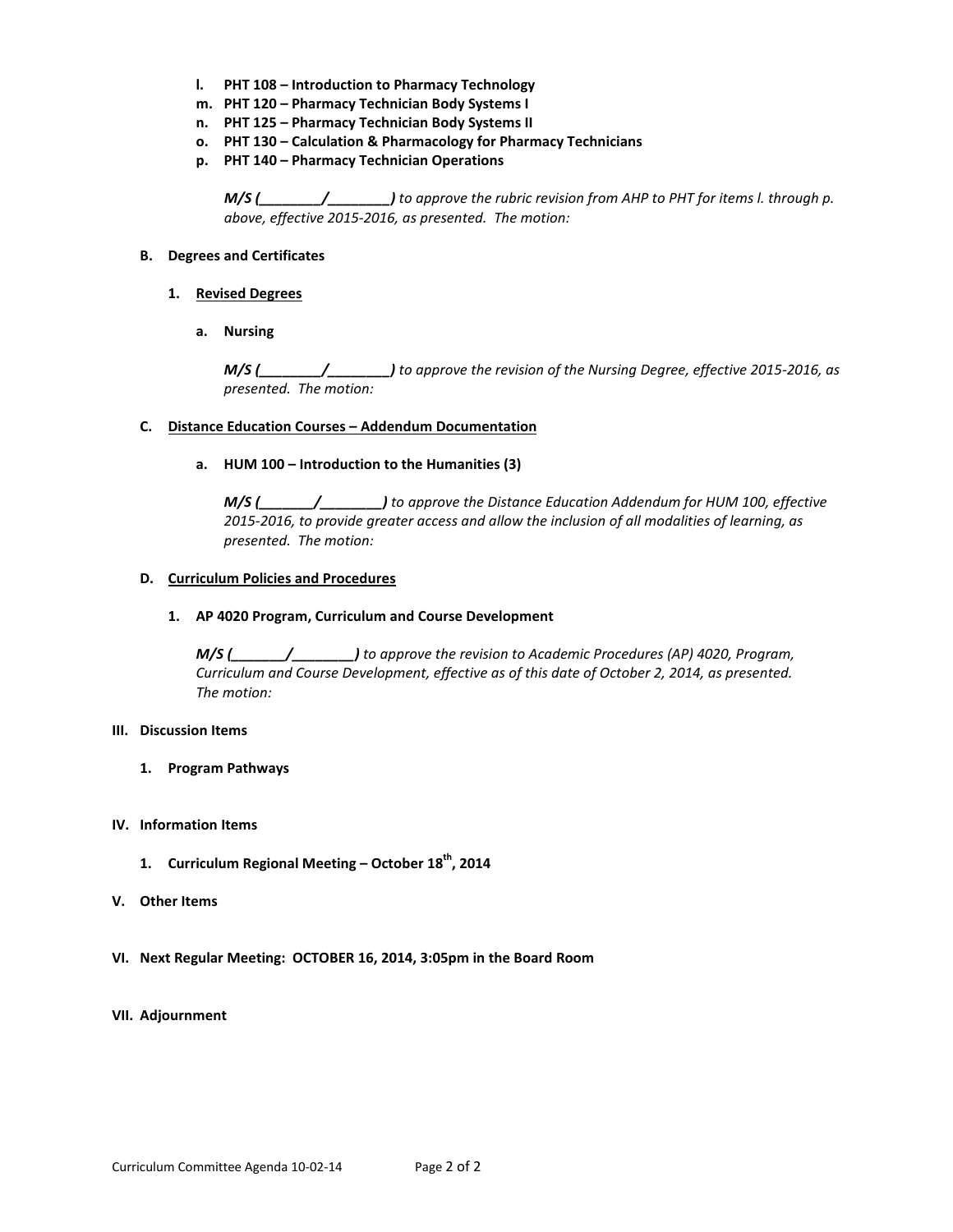l. **PHT 108 – Introduction to Pharmacy Technology**
m. **PHT 120 – Pharmacy Technician Body Systems I**
n. **PHT 125 – Pharmacy Technician Body Systems II**
o. **PHT 130 – Calculation & Pharmacology for Pharmacy Technicians**
p. **PHT 140 – Pharmacy Technician Operations**

***M/S (________/________)*** *to approve the rubric revision from AHP to PHT for items l. through p. above, effective 2015-2016, as presented. The motion:*

**B. Degrees and Certificates**

**1. <u>Revised Degrees</u>**

**a. Nursing**

***M/S (________/________)*** *to approve the revision of the Nursing Degree, effective 2015-2016, as presented. The motion:*

**C. <u>Distance Education Courses – Addendum Documentation</u>**

**a. HUM 100 – Introduction to the Humanities (3)**

***M/S (_______/________)*** *to approve the Distance Education Addendum for HUM 100, effective 2015-2016, to provide greater access and allow the inclusion of all modalities of learning, as presented. The motion:*

**D. <u>Curriculum Policies and Procedures</u>**

**1. AP 4020 Program, Curriculum and Course Development**

***M/S (_______/________)*** *to approve the revision to Academic Procedures (AP) 4020, Program, Curriculum and Course Development, effective as of this date of October 2, 2014, as presented. The motion:*

**III. Discussion Items**

**1. Program Pathways**

**IV. Information Items**

**1. Curriculum Regional Meeting – October 18th, 2014**

**V. Other Items**

**VI. Next Regular Meeting: OCTOBER 16, 2014, 3:05pm in the Board Room**

**VII. Adjournment**